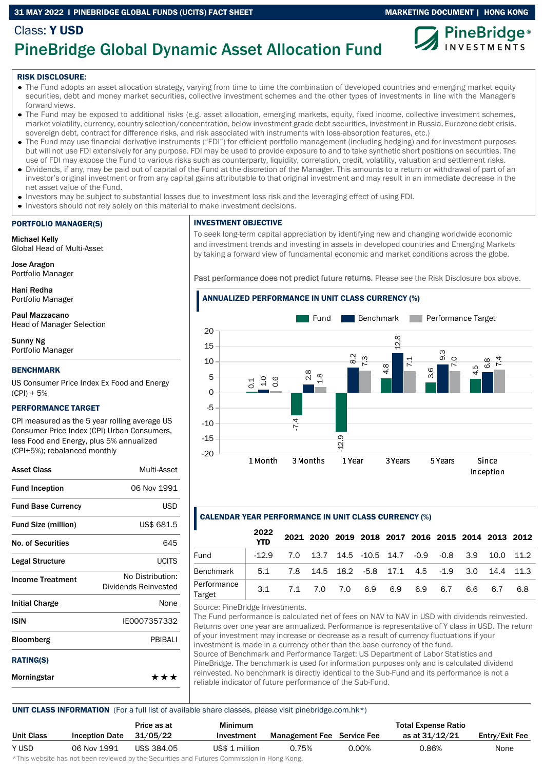Class: **Y USD**

# PineBridge Global Dynamic Asset Allocation Fund

**RISK DISCLOSURE:**

- The Fund adopts an asset allocation strategy, varying from time to time the combination of developed countries and emerging market equity securities, debt and money market securities, collective investment schemes and the other types of investments in line with the Manager's forward views.
- The Fund may be exposed to additional risks (e.g. asset allocation, emerging markets, equity, fixed income, collective investment schemes, market volatility, currency, country selection/concentration, below investment grade debt securities, investment in Russia, Eurozone debt crisis, sovereign debt, contract for difference risks, and risk associated with instruments with loss-absorption features, etc.)
- The Fund may use financial derivative instruments ("FDI") for efficient portfolio management (including hedging) and for investment purposes but will not use FDI extensively for any purpose. FDI may be used to provide exposure to and to take synthetic short positions on securities. The use of FDI may expose the Fund to various risks such as counterparty, liquidity, correlation, credit, volatility, valuation and settlement risks.
- Dividends, if any, may be paid out of capital of the Fund at the discretion of the Manager. This amounts to a return or withdrawal of part of an investor's original investment or from any capital gains attributable to that original investment and may result in an immediate decrease in the net asset value of the Fund.
- Investors may be subject to substantial losses due to investment loss risk and the leveraging effect of using FDI.
- Investors should not rely solely on this material to make investment decisions.

## PORTFOLIO MANAGER(S)

**Michael Kelly**
Global Head of Multi-Asset

**Jose Aragon**
Portfolio Manager

**Hani Redha**
Portfolio Manager

**Paul Mazzacano**
Head of Manager Selection

**Sunny Ng**
Portfolio Manager

## BENCHMARK

US Consumer Price Index Ex Food and Energy (CPI) + 5%

## PERFORMANCE TARGET

CPI measured as the 5 year rolling average US Consumer Price Index (CPI) Urban Consumers, less Food and Energy, plus 5% annualized (CPI+5%); rebalanced monthly

| | |
|---|---|
| **Asset Class** | Multi-Asset |
| **Fund Inception** | 06 Nov 1991 |
| **Fund Base Currency** | USD |
| **Fund Size (million)** | US$ 681.5 |
| **No. of Securities** | 645 |
| **Legal Structure** | UCITS |
| **Income Treatment** | No Distribution: Dividends Reinvested |
| **Initial Charge** | None |
| **ISIN** | IE0007357332 |
| **Bloomberg** | PBIBALI |

## RATING(S)

| | |
|---|---|
| **Morningstar** | ★★★ |

## INVESTMENT OBJECTIVE

To seek long-term capital appreciation by identifying new and changing worldwide economic and investment trends and investing in assets in developed countries and Emerging Markets by taking a forward view of fundamental economic and market conditions across the globe.

Past performance does not predict future returns. Please see the Risk Disclosure box above.

## ANNUALIZED PERFORMANCE IN UNIT CLASS CURRENCY (%)

| | 1 Month | 3 Months | 1 Year | 3 Years | 5 Years | Since Inception |
|---|---|---|---|---|---|---|
| Fund | 0.1 | -7.4 | -12.9 | 4.8 | 3.6 | 4.5 |
| Benchmark | 1.0 | 2.8 | 8.2 | 12.8 | 9.3 | 6.8 |
| Performance Target | 0.6 | 1.8 | 7.3 | 7.1 | 7.0 | 7.4 |

## CALENDAR YEAR PERFORMANCE IN UNIT CLASS CURRENCY (%)

| | 2022 YTD | 2021 | 2020 | 2019 | 2018 | 2017 | 2016 | 2015 | 2014 | 2013 | 2012 |
|---|---|---|---|---|---|---|---|---|---|---|---|
| Fund | -12.9 | 7.0 | 13.7 | 14.5 | -10.5 | 14.7 | -0.9 | -0.8 | 3.9 | 10.0 | 11.2 |
| Benchmark | 5.1 | 7.8 | 14.5 | 18.2 | -5.8 | 17.1 | 4.5 | -1.9 | 3.0 | 14.4 | 11.3 |
| Performance Target | 3.1 | 7.1 | 7.0 | 7.0 | 6.9 | 6.9 | 6.9 | 6.7 | 6.6 | 6.7 | 6.8 |

Source: PineBridge Investments.
The Fund performance is calculated net of fees on NAV to NAV in USD with dividends reinvested. Returns over one year are annualized. Performance is representative of Y class in USD. The return of your investment may increase or decrease as a result of currency fluctuations if your investment is made in a currency other than the base currency of the fund.
Source of Benchmark and Performance Target: US Department of Labor Statistics and PineBridge. The benchmark is used for information purposes only and is calculated dividend reinvested. No benchmark is directly identical to the Sub-Fund and its performance is not a reliable indicator of future performance of the Sub-Fund.

## UNIT CLASS INFORMATION

(For a full list of available share classes, please visit pinebridge.com.hk*)

| Unit Class | Inception Date | Price as at 31/05/22 | Minimum Investment | Management Fee | Service Fee | Total Expense Ratio as at 31/12/21 | Entry/Exit Fee |
|---|---|---|---|---|---|---|---|
| Y USD | 06 Nov 1991 | US$ 384.05 | US$ 1 million | 0.75% | 0.00% | 0.86% | None |

*This website has not been reviewed by the Securities and Futures Commission in Hong Kong.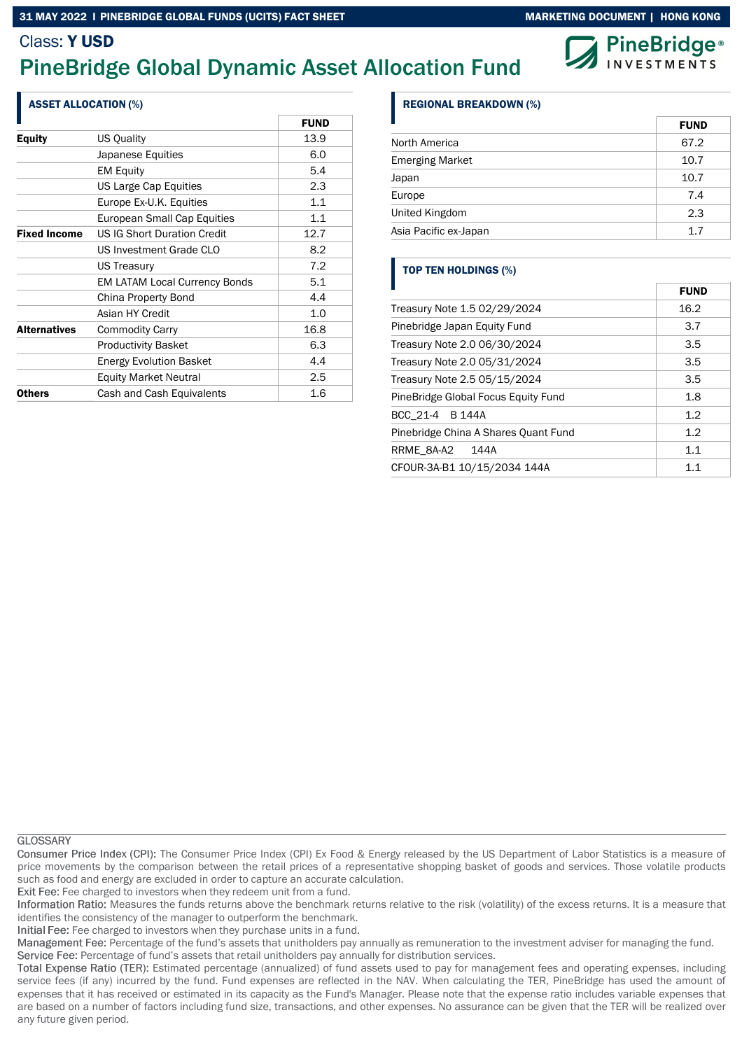Class: **Y USD**

# PineBridge Global Dynamic Asset Allocation Fund

## ASSET ALLOCATION (%)

| | | FUND |
|---|---|---|
| **Equity** | US Quality | 13.9 |
| | Japanese Equities | 6.0 |
| | EM Equity | 5.4 |
| | US Large Cap Equities | 2.3 |
| | Europe Ex-U.K. Equities | 1.1 |
| | European Small Cap Equities | 1.1 |
| **Fixed Income** | US IG Short Duration Credit | 12.7 |
| | US Investment Grade CLO | 8.2 |
| | US Treasury | 7.2 |
| | EM LATAM Local Currency Bonds | 5.1 |
| | China Property Bond | 4.4 |
| | Asian HY Credit | 1.0 |
| **Alternatives** | Commodity Carry | 16.8 |
| | Productivity Basket | 6.3 |
| | Energy Evolution Basket | 4.4 |
| | Equity Market Neutral | 2.5 |
| **Others** | Cash and Cash Equivalents | 1.6 |

## REGIONAL BREAKDOWN (%)

| | FUND |
|---|---|
| North America | 67.2 |
| Emerging Market | 10.7 |
| Japan | 10.7 |
| Europe | 7.4 |
| United Kingdom | 2.3 |
| Asia Pacific ex-Japan | 1.7 |

## TOP TEN HOLDINGS (%)

| | FUND |
|---|---|
| Treasury Note 1.5 02/29/2024 | 16.2 |
| Pinebridge Japan Equity Fund | 3.7 |
| Treasury Note 2.0 06/30/2024 | 3.5 |
| Treasury Note 2.0 05/31/2024 | 3.5 |
| Treasury Note 2.5 05/15/2024 | 3.5 |
| PineBridge Global Focus Equity Fund | 1.8 |
| BCC_21-4 B 144A | 1.2 |
| Pinebridge China A Shares Quant Fund | 1.2 |
| RRME_8A-A2 144A | 1.1 |
| CFOUR-3A-B1 10/15/2034 144A | 1.1 |

GLOSSARY

Consumer Price Index (CPI): The Consumer Price Index (CPI) Ex Food & Energy released by the US Department of Labor Statistics is a measure of price movements by the comparison between the retail prices of a representative shopping basket of goods and services. Those volatile products such as food and energy are excluded in order to capture an accurate calculation.

Exit Fee: Fee charged to investors when they redeem unit from a fund.

Information Ratio: Measures the funds returns above the benchmark returns relative to the risk (volatility) of the excess returns. It is a measure that identifies the consistency of the manager to outperform the benchmark.

Initial Fee: Fee charged to investors when they purchase units in a fund.

Management Fee: Percentage of the fund's assets that unitholders pay annually as remuneration to the investment adviser for managing the fund.

Service Fee: Percentage of fund's assets that retail unitholders pay annually for distribution services.

Total Expense Ratio (TER): Estimated percentage (annualized) of fund assets used to pay for management fees and operating expenses, including service fees (if any) incurred by the fund. Fund expenses are reflected in the NAV. When calculating the TER, PineBridge has used the amount of expenses that it has received or estimated in its capacity as the Fund's Manager. Please note that the expense ratio includes variable expenses that are based on a number of factors including fund size, transactions, and other expenses. No assurance can be given that the TER will be realized over any future given period.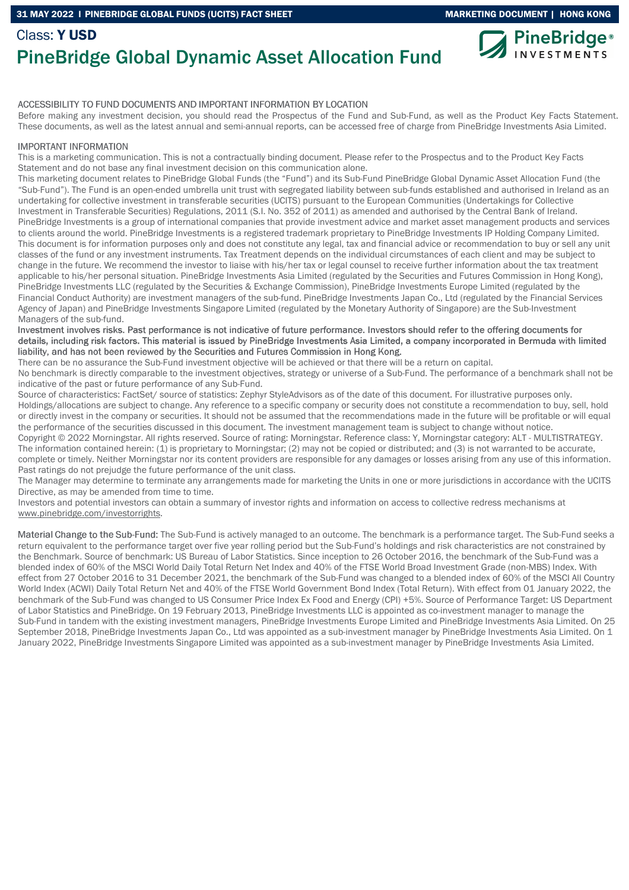Class: **Y USD**

# PineBridge Global Dynamic Asset Allocation Fund

ACCESSIBILITY TO FUND DOCUMENTS AND IMPORTANT INFORMATION BY LOCATION

Before making any investment decision, you should read the Prospectus of the Fund and Sub-Fund, as well as the Product Key Facts Statement. These documents, as well as the latest annual and semi-annual reports, can be accessed free of charge from PineBridge Investments Asia Limited.

IMPORTANT INFORMATION

This is a marketing communication. This is not a contractually binding document. Please refer to the Prospectus and to the Product Key Facts Statement and do not base any final investment decision on this communication alone.

This marketing document relates to PineBridge Global Funds (the "Fund") and its Sub-Fund PineBridge Global Dynamic Asset Allocation Fund (the "Sub-Fund"). The Fund is an open-ended umbrella unit trust with segregated liability between sub-funds established and authorised in Ireland as an undertaking for collective investment in transferable securities (UCITS) pursuant to the European Communities (Undertakings for Collective Investment in Transferable Securities) Regulations, 2011 (S.I. No. 352 of 2011) as amended and authorised by the Central Bank of Ireland. PineBridge Investments is a group of international companies that provide investment advice and market asset management products and services to clients around the world. PineBridge Investments is a registered trademark proprietary to PineBridge Investments IP Holding Company Limited. This document is for information purposes only and does not constitute any legal, tax and financial advice or recommendation to buy or sell any unit classes of the fund or any investment instruments. Tax Treatment depends on the individual circumstances of each client and may be subject to change in the future. We recommend the investor to liaise with his/her tax or legal counsel to receive further information about the tax treatment applicable to his/her personal situation. PineBridge Investments Asia Limited (regulated by the Securities and Futures Commission in Hong Kong), PineBridge Investments LLC (regulated by the Securities & Exchange Commission), PineBridge Investments Europe Limited (regulated by the Financial Conduct Authority) are investment managers of the sub-fund. PineBridge Investments Japan Co., Ltd (regulated by the Financial Services Agency of Japan) and PineBridge Investments Singapore Limited (regulated by the Monetary Authority of Singapore) are the Sub-Investment Managers of the sub-fund.

Investment involves risks. Past performance is not indicative of future performance. Investors should refer to the offering documents for details, including risk factors. This material is issued by PineBridge Investments Asia Limited, a company incorporated in Bermuda with limited liability, and has not been reviewed by the Securities and Futures Commission in Hong Kong.

There can be no assurance the Sub-Fund investment objective will be achieved or that there will be a return on capital.

No benchmark is directly comparable to the investment objectives, strategy or universe of a Sub-Fund. The performance of a benchmark shall not be indicative of the past or future performance of any Sub-Fund.

Source of characteristics: FactSet/ source of statistics: Zephyr StyleAdvisors as of the date of this document. For illustrative purposes only. Holdings/allocations are subject to change. Any reference to a specific company or security does not constitute a recommendation to buy, sell, hold or directly invest in the company or securities. It should not be assumed that the recommendations made in the future will be profitable or will equal the performance of the securities discussed in this document. The investment management team is subject to change without notice.

Copyright © 2022 Morningstar. All rights reserved. Source of rating: Morningstar. Reference class: Y, Morningstar category: ALT - MULTISTRATEGY. The information contained herein: (1) is proprietary to Morningstar; (2) may not be copied or distributed; and (3) is not warranted to be accurate, complete or timely. Neither Morningstar nor its content providers are responsible for any damages or losses arising from any use of this information. Past ratings do not prejudge the future performance of the unit class.

The Manager may determine to terminate any arrangements made for marketing the Units in one or more jurisdictions in accordance with the UCITS Directive, as may be amended from time to time.

Investors and potential investors can obtain a summary of investor rights and information on access to collective redress mechanisms at www.pinebridge.com/investorrights.

Material Change to the Sub-Fund: The Sub-Fund is actively managed to an outcome. The benchmark is a performance target. The Sub-Fund seeks a return equivalent to the performance target over five year rolling period but the Sub-Fund's holdings and risk characteristics are not constrained by the Benchmark. Source of benchmark: US Bureau of Labor Statistics. Since inception to 26 October 2016, the benchmark of the Sub-Fund was a blended index of 60% of the MSCI World Daily Total Return Net Index and 40% of the FTSE World Broad Investment Grade (non-MBS) Index. With effect from 27 October 2016 to 31 December 2021, the benchmark of the Sub-Fund was changed to a blended index of 60% of the MSCI All Country World Index (ACWI) Daily Total Return Net and 40% of the FTSE World Government Bond Index (Total Return). With effect from 01 January 2022, the benchmark of the Sub-Fund was changed to US Consumer Price Index Ex Food and Energy (CPI) +5%. Source of Performance Target: US Department of Labor Statistics and PineBridge. On 19 February 2013, PineBridge Investments LLC is appointed as co-investment manager to manage the Sub-Fund in tandem with the existing investment managers, PineBridge Investments Europe Limited and PineBridge Investments Asia Limited. On 25 September 2018, PineBridge Investments Japan Co., Ltd was appointed as a sub-investment manager by PineBridge Investments Asia Limited. On 1 January 2022, PineBridge Investments Singapore Limited was appointed as a sub-investment manager by PineBridge Investments Asia Limited.